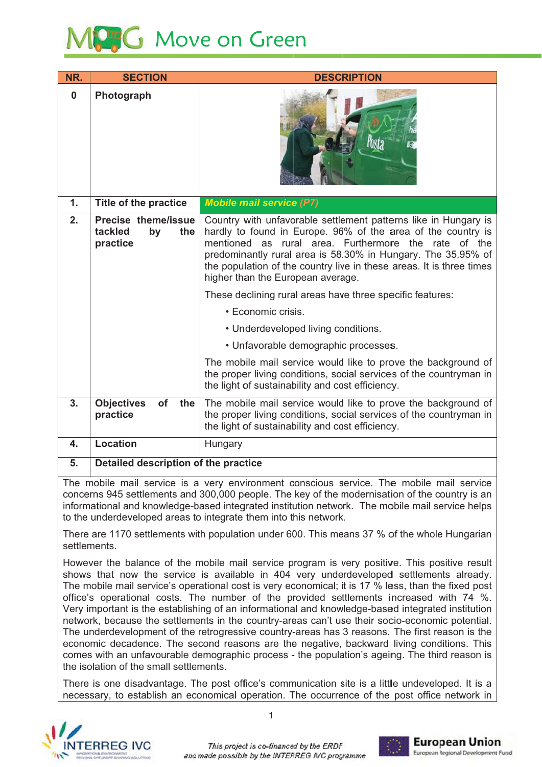# Move on Green

| NR. | SECTION | DESCRIPTION |
|---|---|---|
| 0 | Photograph | |
| 1. | Title of the practice | ***Mobile mail service (P7)*** |
| 2. | Precise theme/issue tackled by the practice | Country with unfavorable settlement patterns like in Hungary is hardly to found in Europe. 96% of the area of the country is mentioned as rural area. Furthermore the rate of the predominantly rural area is 58.30% in Hungary. The 35.95% of the population of the country live in these areas. It is three times higher than the European average.<br><br>These declining rural areas have three specific features:<br>• Economic crisis.<br>• Underdeveloped living conditions.<br>• Unfavorable demographic processes.<br><br>The mobile mail service would like to prove the background of the proper living conditions, social services of the countryman in the light of sustainability and cost efficiency. |
| 3. | Objectives of the practice | The mobile mail service would like to prove the background of the proper living conditions, social services of the countryman in the light of sustainability and cost efficiency. |
| 4. | Location | Hungary |
| 5. | **Detailed description of the practice** | |

The mobile mail service is a very environment conscious service. The mobile mail service concerns 945 settlements and 300,000 people. The key of the modernisation of the country is an informational and knowledge-based integrated institution network. The mobile mail service helps to the underdeveloped areas to integrate them into this network.

There are 1170 settlements with population under 600. This means 37 % of the whole Hungarian settlements.

However the balance of the mobile mail service program is very positive. This positive result shows that now the service is available in 404 very underdeveloped settlements already. The mobile mail service's operational cost is very economical; it is 17 % less, than the fixed post office's operational costs. The number of the provided settlements increased with 74 %. Very important is the establishing of an informational and knowledge-based integrated institution network, because the settlements in the country-areas can't use their socio-economic potential. The underdevelopment of the retrogressive country-areas has 3 reasons. The first reason is the economic decadence. The second reasons are the negative, backward living conditions. This comes with an unfavourable demographic process - the population's ageing. The third reason is the isolation of the small settlements.

There is one disadvantage. The post office's communication site is a little undeveloped. It is a necessary, to establish an economical operation. The occurrence of the post office network in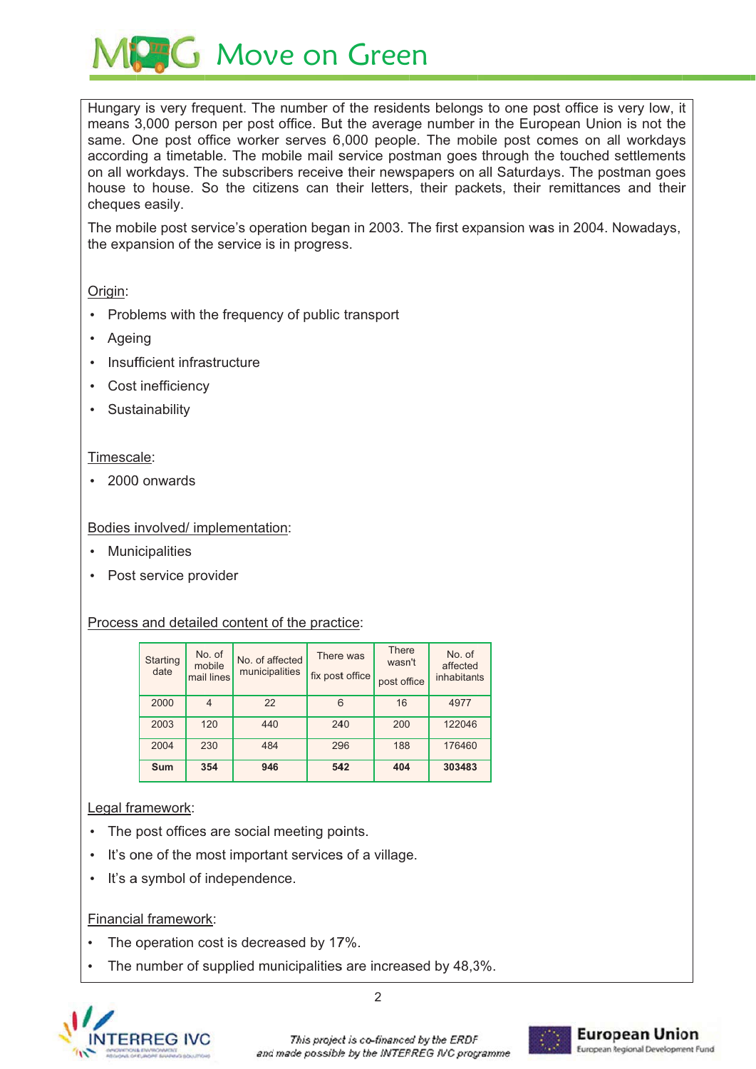Hungary is very frequent. The number of the residents belongs to one post office is very low, it means 3,000 person per post office. But the average number in the European Union is not the same. One post office worker serves 6,000 people. The mobile post comes on all workdays according a timetable. The mobile mail service postman goes through the touched settlements on all workdays. The subscribers receive their newspapers on all Saturdays. The postman goes house to house. So the citizens can their letters, their packets, their remittances and their cheques easily.

The mobile post service's operation began in 2003. The first expansion was in 2004. Nowadays, the expansion of the service is in progress.

Origin:

- Problems with the frequency of public transport
- Ageing
- Insufficient infrastructure
- Cost inefficiency
- Sustainability

Timescale:

- 2000 onwards

Bodies involved/ implementation:

- Municipalities
- Post service provider

Process and detailed content of the practice:

| Starting date | No. of mobile mail lines | No. of affected municipalities | There was fix post office | There wasn't post office | No. of affected inhabitants |
|---|---|---|---|---|---|
| 2000 | 4 | 22 | 6 | 16 | 4977 |
| 2003 | 120 | 440 | 240 | 200 | 122046 |
| 2004 | 230 | 484 | 296 | 188 | 176460 |
| **Sum** | **354** | **946** | **542** | **404** | **303483** |

Legal framework:

- The post offices are social meeting points.
- It's one of the most important services of a village.
- It's a symbol of independence.

Financial framework:

- The operation cost is decreased by 17%.
- The number of supplied municipalities are increased by 48,3%.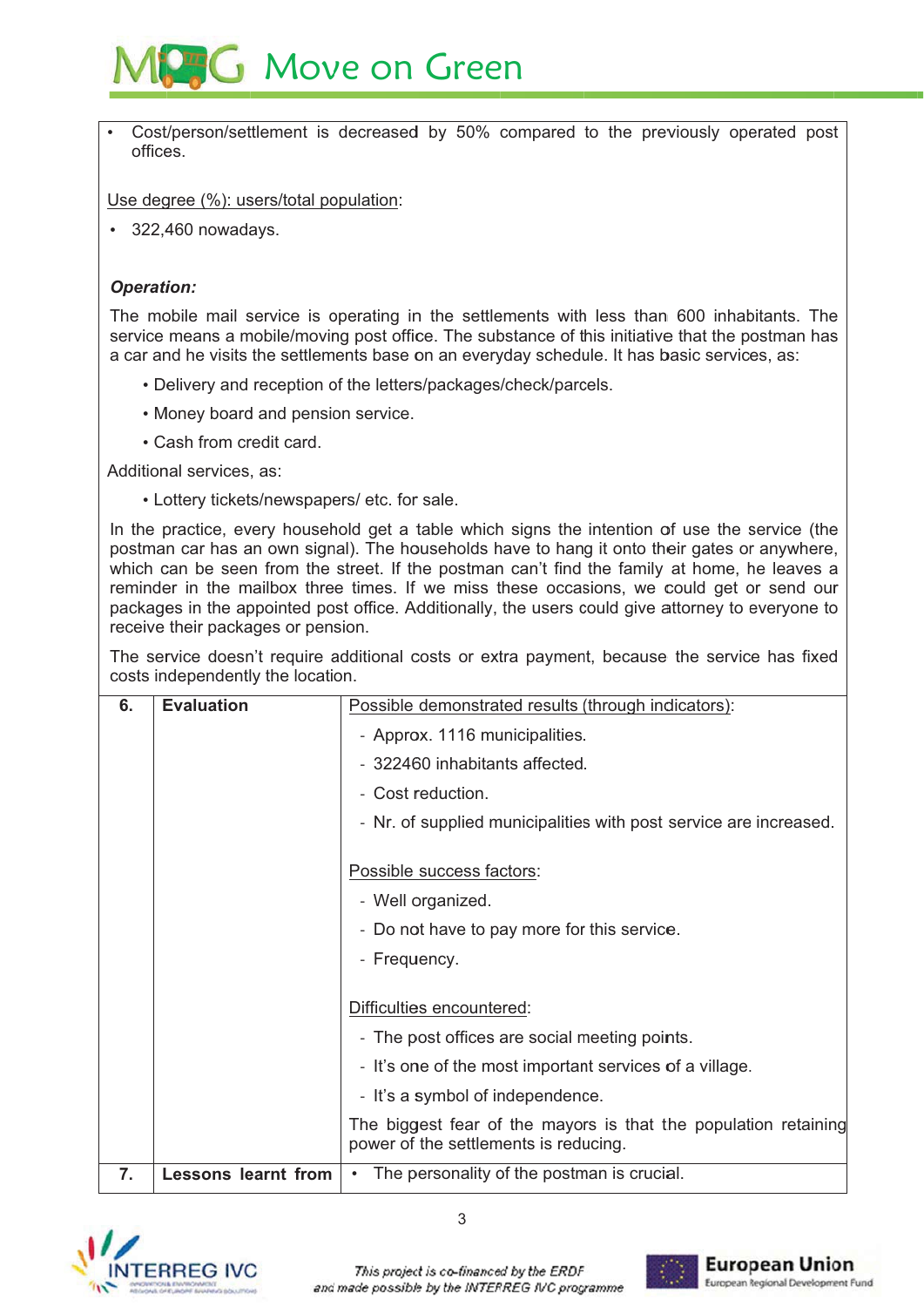- Cost/person/settlement is decreased by 50% compared to the previously operated post offices.

Use degree (%): users/total population:

- 322,460 nowadays.

***Operation:***

The mobile mail service is operating in the settlements with less than 600 inhabitants. The service means a mobile/moving post office. The substance of this initiative that the postman has a car and he visits the settlements base on an everyday schedule. It has basic services, as:

- Delivery and reception of the letters/packages/check/parcels.
- Money board and pension service.
- Cash from credit card.

Additional services, as:

- Lottery tickets/newspapers/ etc. for sale.

In the practice, every household get a table which signs the intention of use the service (the postman car has an own signal). The households have to hang it onto their gates or anywhere, which can be seen from the street. If the postman can't find the family at home, he leaves a reminder in the mailbox three times. If we miss these occasions, we could get or send our packages in the appointed post office. Additionally, the users could give attorney to everyone to receive their packages or pension.

The service doesn't require additional costs or extra payment, because the service has fixed costs independently the location.

| | | |
|---|---|---|
| **6.** | **Evaluation** | Possible demonstrated results (through indicators):<br>- Approx. 1116 municipalities.<br>- 322460 inhabitants affected.<br>- Cost reduction.<br>- Nr. of supplied municipalities with post service are increased.<br><br>Possible success factors:<br>- Well organized.<br>- Do not have to pay more for this service.<br>- Frequency.<br><br>Difficulties encountered:<br>- The post offices are social meeting points.<br>- It's one of the most important services of a village.<br>- It's a symbol of independence.<br><br>The biggest fear of the mayors is that the population retaining power of the settlements is reducing. |
| **7.** | **Lessons learnt from** | • The personality of the postman is crucial. |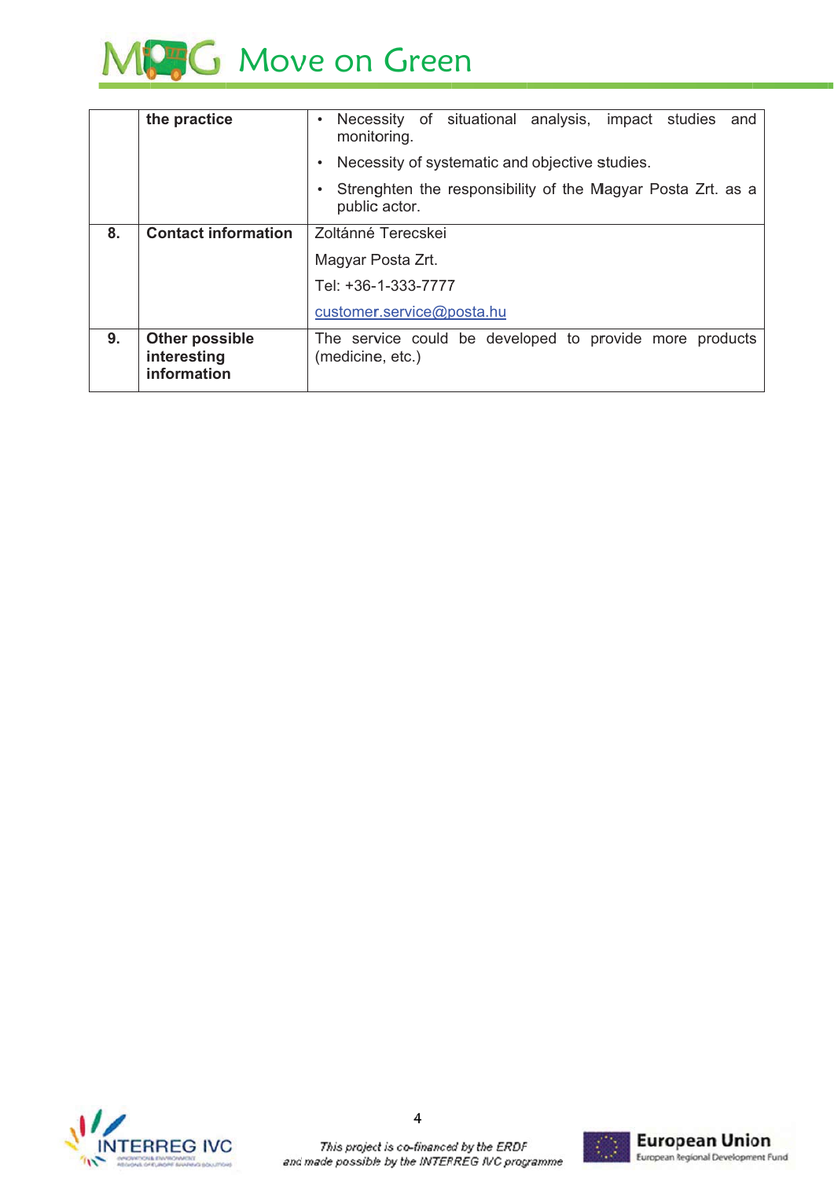| | | |
|---|---|---|
| | **the practice** | • Necessity of situational analysis, impact studies and monitoring.<br>• Necessity of systematic and objective studies.<br>• Strenghten the responsibility of the Magyar Posta Zrt. as a public actor. |
| **8.** | **Contact information** | Zoltánné Terecskei<br>Magyar Posta Zrt.<br>Tel: +36-1-333-7777<br>customer.service@posta.hu |
| **9.** | **Other possible interesting information** | The service could be developed to provide more products (medicine, etc.) |